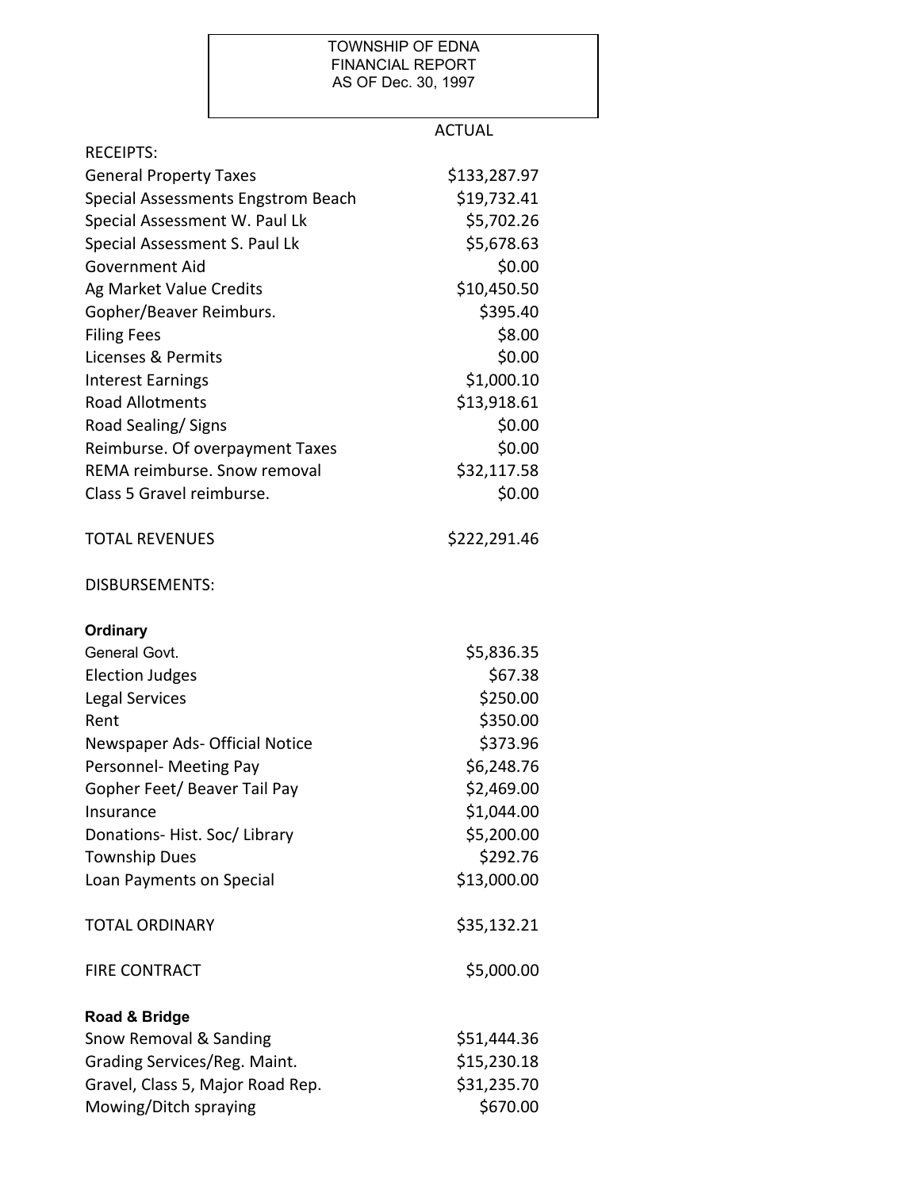TOWNSHIP OF EDNA
FINANCIAL REPORT
AS OF Dec. 30, 1997

| | ACTUAL |
|---|---|
| **RECEIPTS:** | |
| General Property Taxes | $133,287.97 |
| Special Assessments Engstrom Beach | $19,732.41 |
| Special Assessment W. Paul Lk | $5,702.26 |
| Special Assessment S. Paul Lk | $5,678.63 |
| Government Aid | $0.00 |
| Ag Market Value Credits | $10,450.50 |
| Gopher/Beaver Reimburs. | $395.40 |
| Filing Fees | $8.00 |
| Licenses & Permits | $0.00 |
| Interest Earnings | $1,000.10 |
| Road Allotments | $13,918.61 |
| Road Sealing/ Signs | $0.00 |
| Reimburse. Of overpayment Taxes | $0.00 |
| REMA reimburse. Snow removal | $32,117.58 |
| Class 5 Gravel reimburse. | $0.00 |
| TOTAL REVENUES | $222,291.46 |
| **DISBURSEMENTS:** | |
| **Ordinary** | |
| General Govt. | $5,836.35 |
| Election Judges | $67.38 |
| Legal Services | $250.00 |
| Rent | $350.00 |
| Newspaper Ads- Official Notice | $373.96 |
| Personnel- Meeting Pay | $6,248.76 |
| Gopher Feet/ Beaver Tail Pay | $2,469.00 |
| Insurance | $1,044.00 |
| Donations- Hist. Soc/ Library | $5,200.00 |
| Township Dues | $292.76 |
| Loan Payments on Special | $13,000.00 |
| TOTAL ORDINARY | $35,132.21 |
| FIRE CONTRACT | $5,000.00 |
| **Road & Bridge** | |
| Snow Removal & Sanding | $51,444.36 |
| Grading Services/Reg. Maint. | $15,230.18 |
| Gravel, Class 5, Major Road Rep. | $31,235.70 |
| Mowing/Ditch spraying | $670.00 |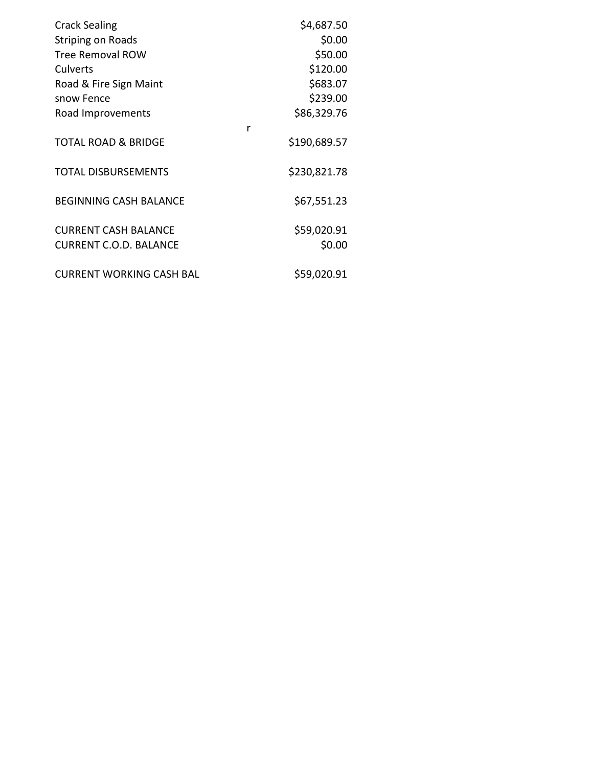| | |
|---|---|
| Crack Sealing | $4,687.50 |
| Striping on Roads | $0.00 |
| Tree Removal ROW | $50.00 |
| Culverts | $120.00 |
| Road & Fire Sign Maint | $683.07 |
| snow Fence | $239.00 |
| Road Improvements | $86,329.76 |
| r | |
| TOTAL ROAD & BRIDGE | $190,689.57 |
| TOTAL DISBURSEMENTS | $230,821.78 |
| BEGINNING CASH BALANCE | $67,551.23 |
| CURRENT CASH BALANCE | $59,020.91 |
| CURRENT C.O.D. BALANCE | $0.00 |
| CURRENT WORKING CASH BAL | $59,020.91 |